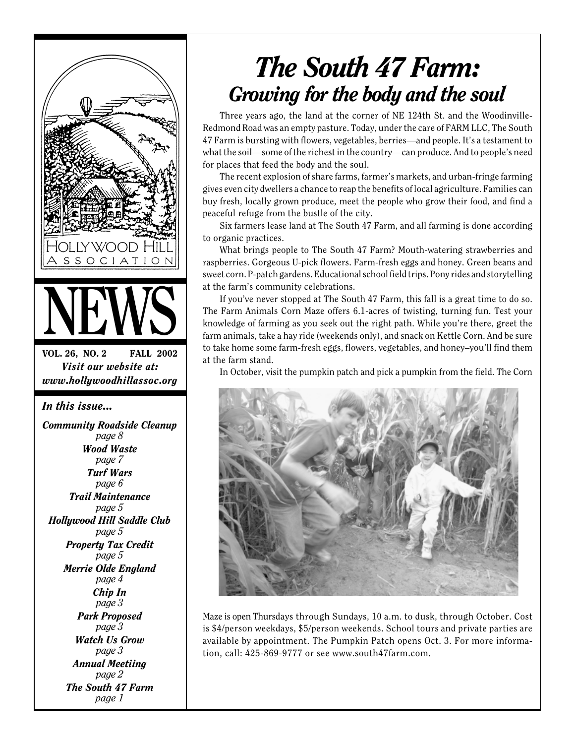# The South 47 Farm:
## Growing for the body and the soul

Three years ago, the land at the corner of NE 124th St. and the Woodinville-Redmond Road was an empty pasture. Today, under the care of FARM LLC, The South 47 Farm is bursting with flowers, vegetables, berries—and people. It's a testament to what the soil—some of the richest in the country—can produce. And to people's need for places that feed the body and the soul.

The recent explosion of share farms, farmer's markets, and urban-fringe farming gives even city dwellers a chance to reap the benefits of local agriculture. Families can buy fresh, locally grown produce, meet the people who grow their food, and find a peaceful refuge from the bustle of the city.

Six farmers lease land at The South 47 Farm, and all farming is done according to organic practices.

What brings people to The South 47 Farm? Mouth-watering strawberries and raspberries. Gorgeous U-pick flowers. Farm-fresh eggs and honey. Green beans and sweet corn. P-patch gardens. Educational school field trips. Pony rides and storytelling at the farm's community celebrations.

If you've never stopped at The South 47 Farm, this fall is a great time to do so. The Farm Animals Corn Maze offers 6.1-acres of twisting, turning fun. Test your knowledge of farming as you seek out the right path. While you're there, greet the farm animals, take a hay ride (weekends only), and snack on Kettle Corn. And be sure to take home some farm-fresh eggs, flowers, vegetables, and honey–you'll find them at the farm stand.

In October, visit the pumpkin patch and pick a pumpkin from the field. The Corn Maze is open Thursdays through Sundays, 10 a.m. to dusk, through October. Cost is $4/person weekdays, $5/person weekends. School tours and private parties are available by appointment. The Pumpkin Patch opens Oct. 3. For more information, call: 425-869-9777 or see www.south47farm.com.

---

HOLLYWOOD HILL ASSOCIATION

# NEWS

**VOL. 26, NO. 2 FALL 2002**

***Visit our website at: www.hollywoodhillassoc.org***

***In this issue...***

***Community Roadside Cleanup*** *page 8*
***Wood Waste*** *page 7*
***Turf Wars*** *page 6*
***Trail Maintenance*** *page 5*
***Hollywood Hill Saddle Club*** *page 5*
***Property Tax Credit*** *page 5*
***Merrie Olde England*** *page 4*
***Chip In*** *page 3*
***Park Proposed*** *page 3*
***Watch Us Grow*** *page 3*
***Annual Meetiing*** *page 2*
***The South 47 Farm*** *page 1*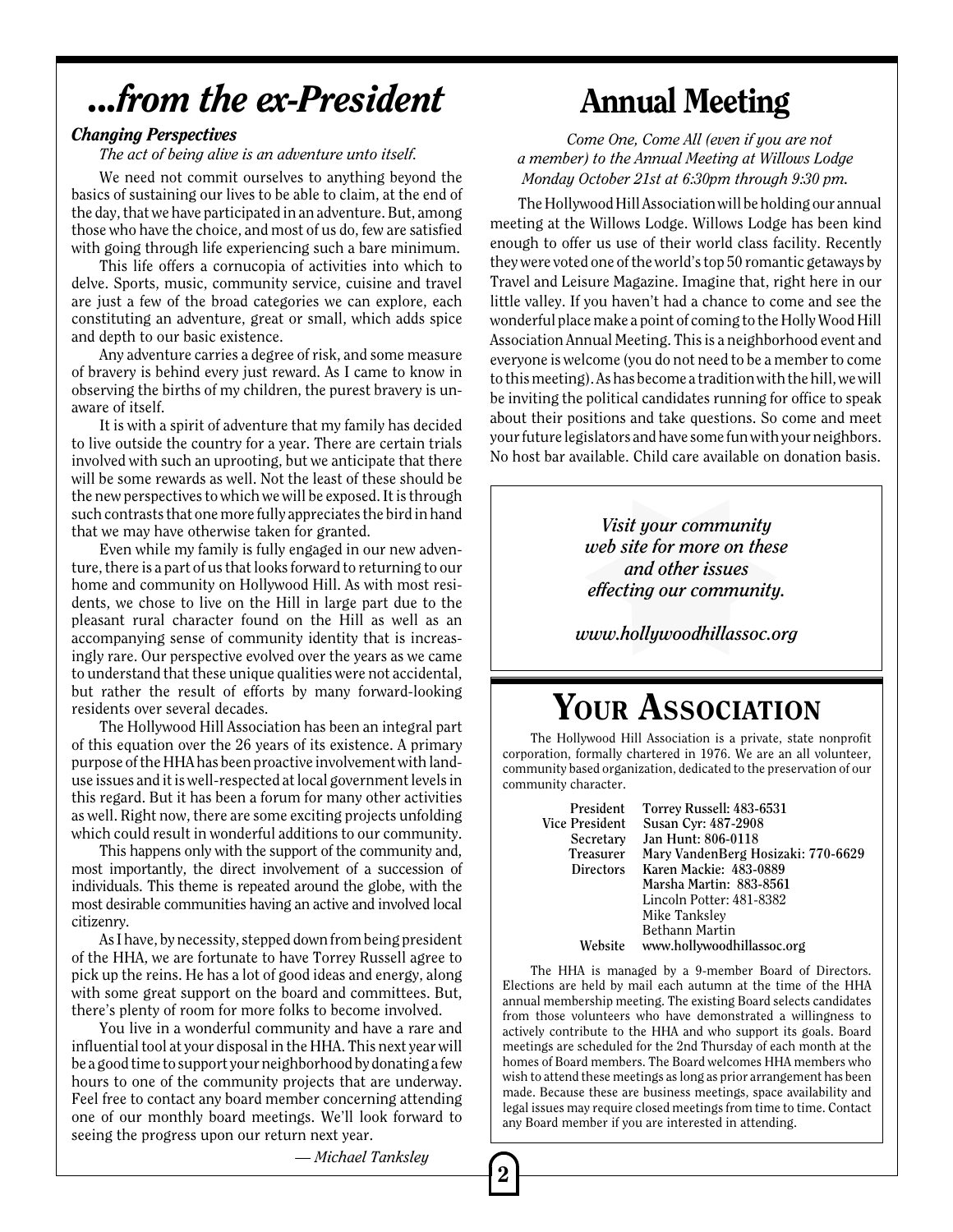# ...from the ex-President

### *Changing Perspectives*

*The act of being alive is an adventure unto itself.*

We need not commit ourselves to anything beyond the basics of sustaining our lives to be able to claim, at the end of the day, that we have participated in an adventure. But, among those who have the choice, and most of us do, few are satisfied with going through life experiencing such a bare minimum.

This life offers a cornucopia of activities into which to delve. Sports, music, community service, cuisine and travel are just a few of the broad categories we can explore, each constituting an adventure, great or small, which adds spice and depth to our basic existence.

Any adventure carries a degree of risk, and some measure of bravery is behind every just reward. As I came to know in observing the births of my children, the purest bravery is unaware of itself.

It is with a spirit of adventure that my family has decided to live outside the country for a year. There are certain trials involved with such an uprooting, but we anticipate that there will be some rewards as well. Not the least of these should be the new perspectives to which we will be exposed. It is through such contrasts that one more fully appreciates the bird in hand that we may have otherwise taken for granted.

Even while my family is fully engaged in our new adventure, there is a part of us that looks forward to returning to our home and community on Hollywood Hill. As with most residents, we chose to live on the Hill in large part due to the pleasant rural character found on the Hill as well as an accompanying sense of community identity that is increasingly rare. Our perspective evolved over the years as we came to understand that these unique qualities were not accidental, but rather the result of efforts by many forward-looking residents over several decades.

The Hollywood Hill Association has been an integral part of this equation over the 26 years of its existence. A primary purpose of the HHA has been proactive involvement with land-use issues and it is well-respected at local government levels in this regard. But it has been a forum for many other activities as well. Right now, there are some exciting projects unfolding which could result in wonderful additions to our community.

This happens only with the support of the community and, most importantly, the direct involvement of a succession of individuals. This theme is repeated around the globe, with the most desirable communities having an active and involved local citizenry.

As I have, by necessity, stepped down from being president of the HHA, we are fortunate to have Torrey Russell agree to pick up the reins. He has a lot of good ideas and energy, along with some great support on the board and committees. But, there's plenty of room for more folks to become involved.

You live in a wonderful community and have a rare and influential tool at your disposal in the HHA. This next year will be a good time to support your neighborhood by donating a few hours to one of the community projects that are underway. Feel free to contact any board member concerning attending one of our monthly board meetings. We'll look forward to seeing the progress upon our return next year.

*— Michael Tanksley*

# Annual Meeting

*Come One, Come All (even if you are not a member) to the Annual Meeting at Willows Lodge Monday October 21st at 6:30pm through 9:30 pm.*

The Hollywood Hill Association will be holding our annual meeting at the Willows Lodge. Willows Lodge has been kind enough to offer us use of their world class facility. Recently they were voted one of the world's top 50 romantic getaways by Travel and Leisure Magazine. Imagine that, right here in our little valley. If you haven't had a chance to come and see the wonderful place make a point of coming to the Holly Wood Hill Association Annual Meeting. This is a neighborhood event and everyone is welcome (you do not need to be a member to come to this meeting). As has become a tradition with the hill, we will be inviting the political candidates running for office to speak about their positions and take questions. So come and meet your future legislators and have some fun with your neighbors. No host bar available. Child care available on donation basis.

***Visit your community web site for more on these and other issues effecting our community.***

***www.hollywoodhillassoc.org***

# Your Association

The Hollywood Hill Association is a private, state nonprofit corporation, formally chartered in 1976. We are an all volunteer, community based organization, dedicated to the preservation of our community character.

| | |
|---|---|
| President | Torrey Russell: 483-6531 |
| Vice President | Susan Cyr: 487-2908 |
| Secretary | Jan Hunt: 806-0118 |
| Treasurer | Mary VandenBerg Hosizaki: 770-6629 |
| Directors | Karen Mackie: 483-0889 |
| | Marsha Martin: 883-8561 |
| | Lincoln Potter: 481-8382 |
| | Mike Tanksley |
| | Bethann Martin |
| Website | www.hollywoodhillassoc.org |

The HHA is managed by a 9-member Board of Directors. Elections are held by mail each autumn at the time of the HHA annual membership meeting. The existing Board selects candidates from those volunteers who have demonstrated a willingness to actively contribute to the HHA and who support its goals. Board meetings are scheduled for the 2nd Thursday of each month at the homes of Board members. The Board welcomes HHA members who wish to attend these meetings as long as prior arrangement has been made. Because these are business meetings, space availability and legal issues may require closed meetings from time to time. Contact any Board member if you are interested in attending.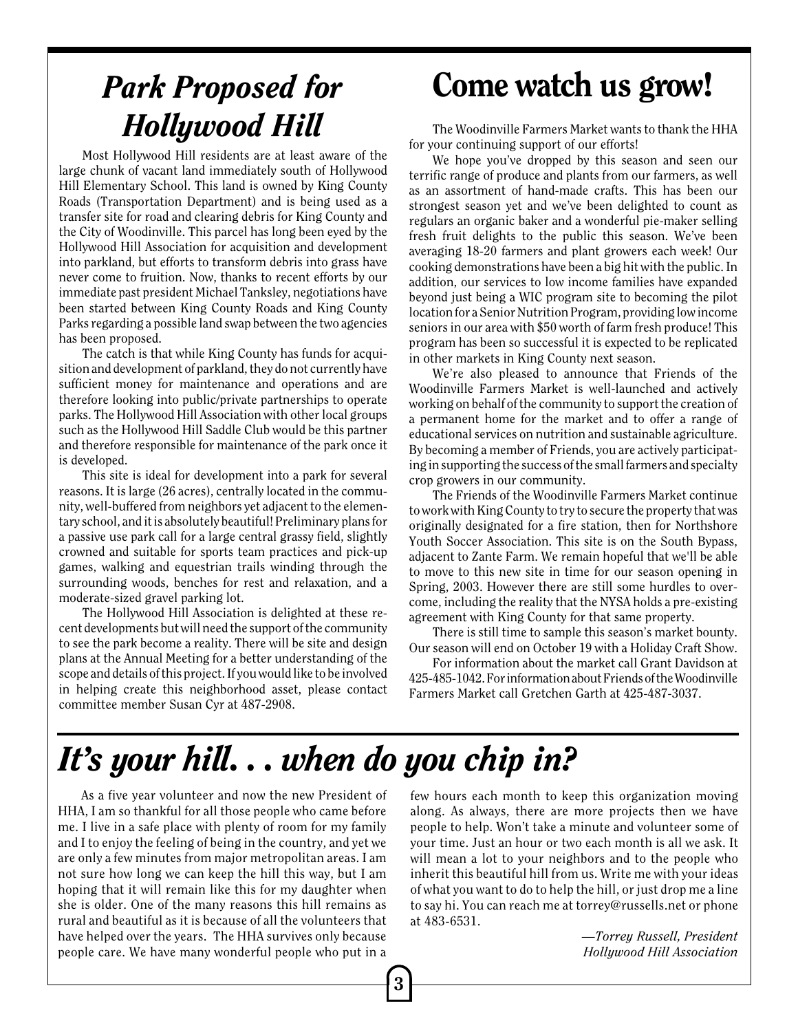## *Park Proposed for Hollywood Hill*

Most Hollywood Hill residents are at least aware of the large chunk of vacant land immediately south of Hollywood Hill Elementary School. This land is owned by King County Roads (Transportation Department) and is being used as a transfer site for road and clearing debris for King County and the City of Woodinville. This parcel has long been eyed by the Hollywood Hill Association for acquisition and development into parkland, but efforts to transform debris into grass have never come to fruition. Now, thanks to recent efforts by our immediate past president Michael Tanksley, negotiations have been started between King County Roads and King County Parks regarding a possible land swap between the two agencies has been proposed.

The catch is that while King County has funds for acquisition and development of parkland, they do not currently have sufficient money for maintenance and operations and are therefore looking into public/private partnerships to operate parks. The Hollywood Hill Association with other local groups such as the Hollywood Hill Saddle Club would be this partner and therefore responsible for maintenance of the park once it is developed.

This site is ideal for development into a park for several reasons. It is large (26 acres), centrally located in the community, well-buffered from neighbors yet adjacent to the elementary school, and it is absolutely beautiful! Preliminary plans for a passive use park call for a large central grassy field, slightly crowned and suitable for sports team practices and pick-up games, walking and equestrian trails winding through the surrounding woods, benches for rest and relaxation, and a moderate-sized gravel parking lot.

The Hollywood Hill Association is delighted at these recent developments but will need the support of the community to see the park become a reality. There will be site and design plans at the Annual Meeting for a better understanding of the scope and details of this project. If you would like to be involved in helping create this neighborhood asset, please contact committee member Susan Cyr at 487-2908.

## Come watch us grow!

The Woodinville Farmers Market wants to thank the HHA for your continuing support of our efforts!

We hope you've dropped by this season and seen our terrific range of produce and plants from our farmers, as well as an assortment of hand-made crafts. This has been our strongest season yet and we've been delighted to count as regulars an organic baker and a wonderful pie-maker selling fresh fruit delights to the public this season. We've been averaging 18-20 farmers and plant growers each week! Our cooking demonstrations have been a big hit with the public. In addition, our services to low income families have expanded beyond just being a WIC program site to becoming the pilot location for a Senior Nutrition Program, providing low income seniors in our area with $50 worth of farm fresh produce! This program has been so successful it is expected to be replicated in other markets in King County next season.

We're also pleased to announce that Friends of the Woodinville Farmers Market is well-launched and actively working on behalf of the community to support the creation of a permanent home for the market and to offer a range of educational services on nutrition and sustainable agriculture. By becoming a member of Friends, you are actively participating in supporting the success of the small farmers and specialty crop growers in our community.

The Friends of the Woodinville Farmers Market continue to work with King County to try to secure the property that was originally designated for a fire station, then for Northshore Youth Soccer Association. This site is on the South Bypass, adjacent to Zante Farm. We remain hopeful that we'll be able to move to this new site in time for our season opening in Spring, 2003. However there are still some hurdles to overcome, including the reality that the NYSA holds a pre-existing agreement with King County for that same property.

There is still time to sample this season's market bounty. Our season will end on October 19 with a Holiday Craft Show.

For information about the market call Grant Davidson at 425-485-1042. For information about Friends of the Woodinville Farmers Market call Gretchen Garth at 425-487-3037.

## *It's your hill. . . when do you chip in?*

As a five year volunteer and now the new President of HHA, I am so thankful for all those people who came before me. I live in a safe place with plenty of room for my family and I to enjoy the feeling of being in the country, and yet we are only a few minutes from major metropolitan areas. I am not sure how long we can keep the hill this way, but I am hoping that it will remain like this for my daughter when she is older. One of the many reasons this hill remains as rural and beautiful as it is because of all the volunteers that have helped over the years. The HHA survives only because people care. We have many wonderful people who put in a few hours each month to keep this organization moving along. As always, there are more projects then we have people to help. Won't take a minute and volunteer some of your time. Just an hour or two each month is all we ask. It will mean a lot to your neighbors and to the people who inherit this beautiful hill from us. Write me with your ideas of what you want to do to help the hill, or just drop me a line to say hi. You can reach me at torrey@russells.net or phone at 483-6531.

*—Torrey Russell, President*
*Hollywood Hill Association*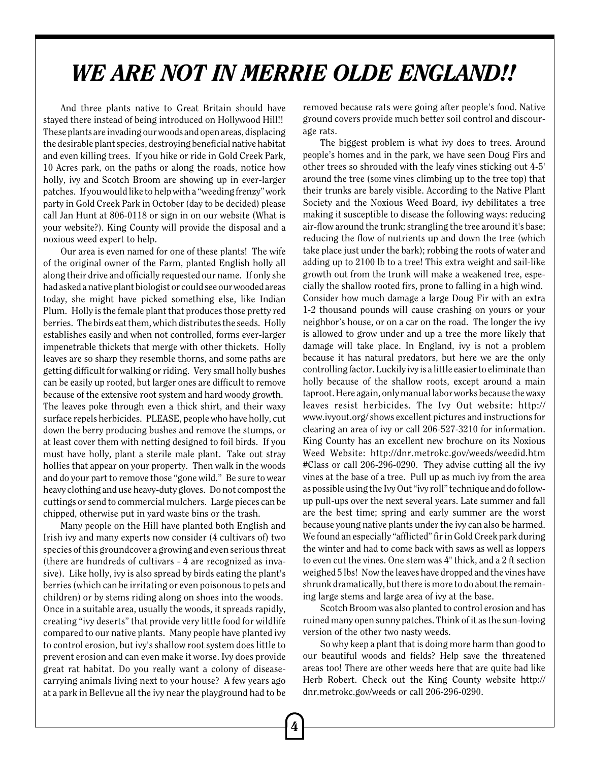# *WE ARE NOT IN MERRIE OLDE ENGLAND!!*

And three plants native to Great Britain should have stayed there instead of being introduced on Hollywood Hill!! These plants are invading our woods and open areas, displacing the desirable plant species, destroying beneficial native habitat and even killing trees. If you hike or ride in Gold Creek Park, 10 Acres park, on the paths or along the roads, notice how holly, ivy and Scotch Broom are showing up in ever-larger patches. If you would like to help with a "weeding frenzy" work party in Gold Creek Park in October (day to be decided) please call Jan Hunt at 806-0118 or sign in on our website (What is your website?). King County will provide the disposal and a noxious weed expert to help.

Our area is even named for one of these plants! The wife of the original owner of the Farm, planted English holly all along their drive and officially requested our name. If only she had asked a native plant biologist or could see our wooded areas today, she might have picked something else, like Indian Plum. Holly is the female plant that produces those pretty red berries. The birds eat them, which distributes the seeds. Holly establishes easily and when not controlled, forms ever-larger impenetrable thickets that merge with other thickets. Holly leaves are so sharp they resemble thorns, and some paths are getting difficult for walking or riding. Very small holly bushes can be easily up rooted, but larger ones are difficult to remove because of the extensive root system and hard woody growth. The leaves poke through even a thick shirt, and their waxy surface repels herbicides. PLEASE, people who have holly, cut down the berry producing bushes and remove the stumps, or at least cover them with netting designed to foil birds. If you must have holly, plant a sterile male plant. Take out stray hollies that appear on your property. Then walk in the woods and do your part to remove those "gone wild." Be sure to wear heavy clothing and use heavy-duty gloves. Do not compost the cuttings or send to commercial mulchers. Large pieces can be chipped, otherwise put in yard waste bins or the trash.

Many people on the Hill have planted both English and Irish ivy and many experts now consider (4 cultivars of) two species of this groundcover a growing and even serious threat (there are hundreds of cultivars - 4 are recognized as invasive). Like holly, ivy is also spread by birds eating the plant's berries (which can be irritating or even poisonous to pets and children) or by stems riding along on shoes into the woods. Once in a suitable area, usually the woods, it spreads rapidly, creating "ivy deserts" that provide very little food for wildlife compared to our native plants. Many people have planted ivy to control erosion, but ivy's shallow root system does little to prevent erosion and can even make it worse. Ivy does provide great rat habitat. Do you really want a colony of disease-carrying animals living next to your house? A few years ago at a park in Bellevue all the ivy near the playground had to be removed because rats were going after people's food. Native ground covers provide much better soil control and discourage rats.

The biggest problem is what ivy does to trees. Around people's homes and in the park, we have seen Doug Firs and other trees so shrouded with the leafy vines sticking out 4-5' around the tree (some vines climbing up to the tree top) that their trunks are barely visible. According to the Native Plant Society and the Noxious Weed Board, ivy debilitates a tree making it susceptible to disease the following ways: reducing air-flow around the trunk; strangling the tree around it's base; reducing the flow of nutrients up and down the tree (which take place just under the bark); robbing the roots of water and adding up to 2100 lb to a tree! This extra weight and sail-like growth out from the trunk will make a weakened tree, especially the shallow rooted firs, prone to falling in a high wind. Consider how much damage a large Doug Fir with an extra 1-2 thousand pounds will cause crashing on yours or your neighbor's house, or on a car on the road. The longer the ivy is allowed to grow under and up a tree the more likely that damage will take place. In England, ivy is not a problem because it has natural predators, but here we are the only controlling factor. Luckily ivy is a little easier to eliminate than holly because of the shallow roots, except around a main taproot. Here again, only manual labor works because the waxy leaves resist herbicides. The Ivy Out website: http://www.ivyout.org/ shows excellent pictures and instructions for clearing an area of ivy or call 206-527-3210 for information. King County has an excellent new brochure on its Noxious Weed Website: http://dnr.metrokc.gov/weeds/weedid.htm#Class or call 206-296-0290. They advise cutting all the ivy vines at the base of a tree. Pull up as much ivy from the area as possible using the Ivy Out "ivy roll" technique and do follow-up pull-ups over the next several years. Late summer and fall are the best time; spring and early summer are the worst because young native plants under the ivy can also be harmed. We found an especially "afflicted" fir in Gold Creek park during the winter and had to come back with saws as well as loppers to even cut the vines. One stem was 4" thick, and a 2 ft section weighed 5 lbs! Now the leaves have dropped and the vines have shrunk dramatically, but there is more to do about the remaining large stems and large area of ivy at the base.

Scotch Broom was also planted to control erosion and has ruined many open sunny patches. Think of it as the sun-loving version of the other two nasty weeds.

So why keep a plant that is doing more harm than good to our beautiful woods and fields? Help save the threatened areas too! There are other weeds here that are quite bad like Herb Robert. Check out the King County website http://dnr.metrokc.gov/weeds or call 206-296-0290.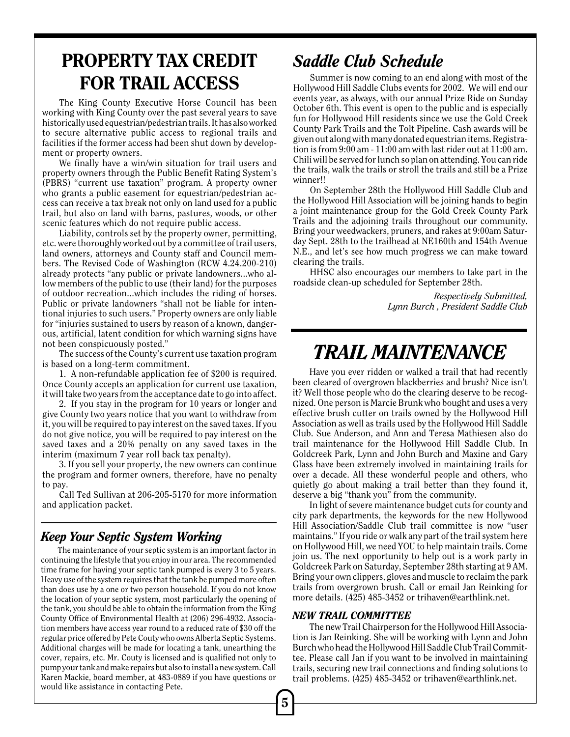## PROPERTY TAX CREDIT FOR TRAIL ACCESS

The King County Executive Horse Council has been working with King County over the past several years to save historically used equestrian/pedestrian trails. It has also worked to secure alternative public access to regional trails and facilities if the former access had been shut down by development or property owners.

We finally have a win/win situation for trail users and property owners through the Public Benefit Rating System's (PBRS) "current use taxation" program. A property owner who grants a public easement for equestrian/pedestrian access can receive a tax break not only on land used for a public trail, but also on land with barns, pastures, woods, or other scenic features which do not require public access.

Liability, controls set by the property owner, permitting, etc. were thoroughly worked out by a committee of trail users, land owners, attorneys and County staff and Council members. The Revised Code of Washington (RCW 4.24.200-210) already protects "any public or private landowners...who allow members of the public to use (their land) for the purposes of outdoor recreation...which includes the riding of horses. Public or private landowners "shall not be liable for intentional injuries to such users." Property owners are only liable for "injuries sustained to users by reason of a known, dangerous, artificial, latent condition for which warning signs have not been conspicuously posted."

The success of the County's current use taxation program is based on a long-term commitment.

1. A non-refundable application fee of $200 is required. Once County accepts an application for current use taxation, it will take two years from the acceptance date to go into affect.

2. If you stay in the program for 10 years or longer and give County two years notice that you want to withdraw from it, you will be required to pay interest on the saved taxes. If you do not give notice, you will be required to pay interest on the saved taxes and a 20% penalty on any saved taxes in the interim (maximum 7 year roll back tax penalty).

3. If you sell your property, the new owners can continue the program and former owners, therefore, have no penalty to pay.

Call Ted Sullivan at 206-205-5170 for more information and application packet.

### *Keep Your Septic System Working*

The maintenance of your septic system is an important factor in continuing the lifestyle that you enjoy in our area. The recommended time frame for having your septic tank pumped is every 3 to 5 years. Heavy use of the system requires that the tank be pumped more often than does use by a one or two person household. If you do not know the location of your septic system, most particularly the opening of the tank, you should be able to obtain the information from the King County Office of Environmental Health at (206) 296-4932. Association members have access year round to a reduced rate of $30 off the regular price offered by Pete Couty who owns Alberta Septic Systems. Additional charges will be made for locating a tank, unearthing the cover, repairs, etc. Mr. Couty is licensed and is qualified not only to pump your tank and make repairs but also to install a new system. Call Karen Mackie, board member, at 483-0889 if you have questions or would like assistance in contacting Pete.

## *Saddle Club Schedule*

Summer is now coming to an end along with most of the Hollywood Hill Saddle Clubs events for 2002. We will end our events year, as always, with our annual Prize Ride on Sunday October 6th. This event is open to the public and is especially fun for Hollywood Hill residents since we use the Gold Creek County Park Trails and the Tolt Pipeline. Cash awards will be given out along with many donated equestrian items. Registration is from 9:00 am - 11:00 am with last rider out at 11:00 am. Chili will be served for lunch so plan on attending. You can ride the trails, walk the trails or stroll the trails and still be a Prize winner!!

On September 28th the Hollywood Hill Saddle Club and the Hollywood Hill Association will be joining hands to begin a joint maintenance group for the Gold Creek County Park Trails and the adjoining trails throughout our community. Bring your weedwackers, pruners, and rakes at 9:00am Saturday Sept. 28th to the trailhead at NE160th and 154th Avenue N.E., and let's see how much progress we can make toward clearing the trails.

HHSC also encourages our members to take part in the roadside clean-up scheduled for September 28th.

*Respectively Submitted,*
*Lynn Burch , President Saddle Club*

## *TRAIL MAINTENANCE*

Have you ever ridden or walked a trail that had recently been cleared of overgrown blackberries and brush? Nice isn't it? Well those people who do the clearing deserve to be recognized. One person is Marcie Brunk who bought and uses a very effective brush cutter on trails owned by the Hollywood Hill Association as well as trails used by the Hollywood Hill Saddle Club. Sue Anderson, and Ann and Teresa Mathiesen also do trail maintenance for the Hollywood Hill Saddle Club. In Goldcreek Park, Lynn and John Burch and Maxine and Gary Glass have been extremely involved in maintaining trails for over a decade. All these wonderful people and others, who quietly go about making a trail better than they found it, deserve a big "thank you" from the community.

In light of severe maintenance budget cuts for county and city park departments, the keywords for the new Hollywood Hill Association/Saddle Club trail committee is now "user maintains." If you ride or walk any part of the trail system here on Hollywood Hill, we need YOU to help maintain trails. Come join us. The next opportunity to help out is a work party in Goldcreek Park on Saturday, September 28th starting at 9 AM. Bring your own clippers, gloves and muscle to reclaim the park trails from overgrown brush. Call or email Jan Reinking for more details. (425) 485-3452 or trihaven@earthlink.net.

### *NEW TRAIL COMMITTEE*

The new Trail Chairperson for the Hollywood Hill Association is Jan Reinking. She will be working with Lynn and John Burch who head the Hollywood Hill Saddle Club Trail Committee. Please call Jan if you want to be involved in maintaining trails, securing new trail connections and finding solutions to trail problems. (425) 485-3452 or trihaven@earthlink.net.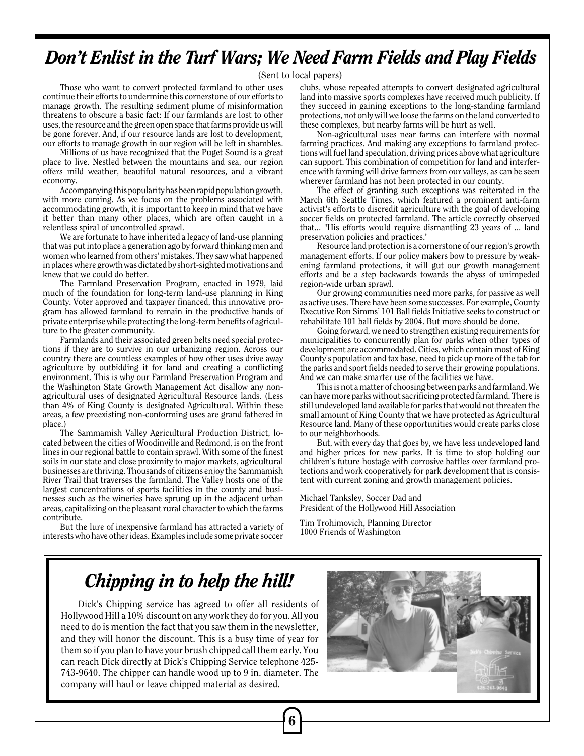## *Don't Enlist in the Turf Wars; We Need Farm Fields and Play Fields*

(Sent to local papers)

Those who want to convert protected farmland to other uses continue their efforts to undermine this cornerstone of our efforts to manage growth. The resulting sediment plume of misinformation threatens to obscure a basic fact: If our farmlands are lost to other uses, the resource and the green open space that farms provide us will be gone forever. And, if our resource lands are lost to development, our efforts to manage growth in our region will be left in shambles.

Millions of us have recognized that the Puget Sound is a great place to live. Nestled between the mountains and sea, our region offers mild weather, beautiful natural resources, and a vibrant economy.

Accompanying this popularity has been rapid population growth, with more coming. As we focus on the problems associated with accommodating growth, it is important to keep in mind that we have it better than many other places, which are often caught in a relentless spiral of uncontrolled sprawl.

We are fortunate to have inherited a legacy of land-use planning that was put into place a generation ago by forward thinking men and women who learned from others' mistakes. They saw what happened in places where growth was dictated by short-sighted motivations and knew that we could do better.

The Farmland Preservation Program, enacted in 1979, laid much of the foundation for long-term land-use planning in King County. Voter approved and taxpayer financed, this innovative program has allowed farmland to remain in the productive hands of private enterprise while protecting the long-term benefits of agriculture to the greater community.

Farmlands and their associated green belts need special protections if they are to survive in our urbanizing region. Across our country there are countless examples of how other uses drive away agriculture by outbidding it for land and creating a conflicting environment. This is why our Farmland Preservation Program and the Washington State Growth Management Act disallow any non-agricultural uses of designated Agricultural Resource lands. (Less than 4% of King County is designated Agricultural. Within these areas, a few preexisting non-conforming uses are grand fathered in place.)

The Sammamish Valley Agricultural Production District, located between the cities of Woodinville and Redmond, is on the front lines in our regional battle to contain sprawl. With some of the finest soils in our state and close proximity to major markets, agricultural businesses are thriving. Thousands of citizens enjoy the Sammamish River Trail that traverses the farmland. The Valley hosts one of the largest concentrations of sports facilities in the county and businesses such as the wineries have sprung up in the adjacent urban areas, capitalizing on the pleasant rural character to which the farms contribute.

But the lure of inexpensive farmland has attracted a variety of interests who have other ideas. Examples include some private soccer clubs, whose repeated attempts to convert designated agricultural land into massive sports complexes have received much publicity. If they succeed in gaining exceptions to the long-standing farmland protections, not only will we loose the farms on the land converted to these complexes, but nearby farms will be hurt as well.

Non-agricultural uses near farms can interfere with normal farming practices. And making any exceptions to farmland protections will fuel land speculation, driving prices above what agriculture can support. This combination of competition for land and interference with farming will drive farmers from our valleys, as can be seen wherever farmland has not been protected in our county.

The effect of granting such exceptions was reiterated in the March 6th Seattle Times, which featured a prominent anti-farm activist's efforts to discredit agriculture with the goal of developing soccer fields on protected farmland. The article correctly observed that... "His efforts would require dismantling 23 years of ... land preservation policies and practices."

Resource land protection is a cornerstone of our region's growth management efforts. If our policy makers bow to pressure by weakening farmland protections, it will gut our growth management efforts and be a step backwards towards the abyss of unimpeded region-wide urban sprawl.

Our growing communities need more parks, for passive as well as active uses. There have been some successes. For example, County Executive Ron Simms' 101 Ball fields Initiative seeks to construct or rehabilitate 101 ball fields by 2004. But more should be done.

Going forward, we need to strengthen existing requirements for municipalities to concurrently plan for parks when other types of development are accommodated. Cities, which contain most of King County's population and tax base, need to pick up more of the tab for the parks and sport fields needed to serve their growing populations. And we can make smarter use of the facilities we have.

This is not a matter of choosing between parks and farmland. We can have more parks without sacrificing protected farmland. There is still undeveloped land available for parks that would not threaten the small amount of King County that we have protected as Agricultural Resource land. Many of these opportunities would create parks close to our neighborhoods.

But, with every day that goes by, we have less undeveloped land and higher prices for new parks. It is time to stop holding our children's future hostage with corrosive battles over farmland protections and work cooperatively for park development that is consistent with current zoning and growth management policies.

Michael Tanksley, Soccer Dad and
President of the Hollywood Hill Association

Tim Trohimovich, Planning Director
1000 Friends of Washington

## *Chipping in to help the hill!*

Dick's Chipping service has agreed to offer all residents of Hollywood Hill a 10% discount on any work they do for you. All you need to do is mention the fact that you saw them in the newsletter, and they will honor the discount. This is a busy time of year for them so if you plan to have your brush chipped call them early. You can reach Dick directly at Dick's Chipping Service telephone 425-743-9640. The chipper can handle wood up to 9 in. diameter. The company will haul or leave chipped material as desired.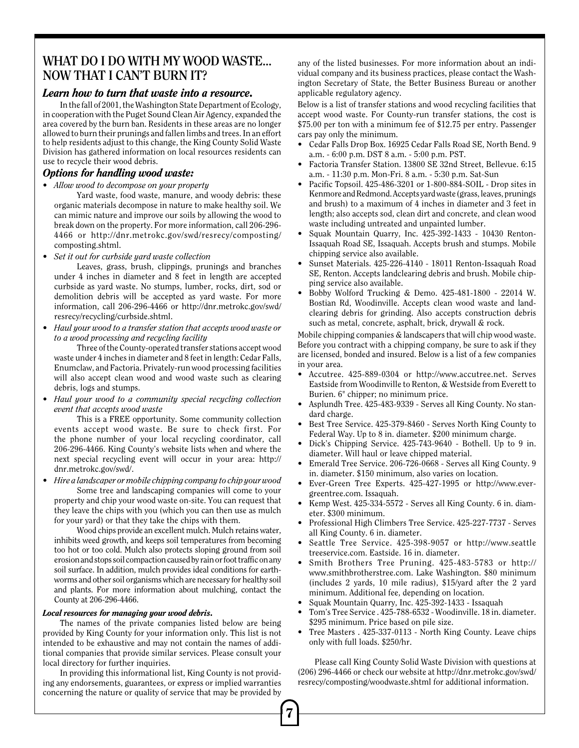# WHAT DO I DO WITH MY WOOD WASTE... NOW THAT I CAN'T BURN IT?

## *Learn how to turn that waste into a resource.*

In the fall of 2001, the Washington State Department of Ecology, in cooperation with the Puget Sound Clean Air Agency, expanded the area covered by the burn ban. Residents in these areas are no longer allowed to burn their prunings and fallen limbs and trees. In an effort to help residents adjust to this change, the King County Solid Waste Division has gathered information on local resources residents can use to recycle their wood debris.

## *Options for handling wood waste:*

- *Allow wood to decompose on your property*

  Yard waste, food waste, manure, and woody debris: these organic materials decompose in nature to make healthy soil. We can mimic nature and improve our soils by allowing the wood to break down on the property. For more information, call 206-296-4466 or http://dnr.metrokc.gov/swd/resrecy/composting/composting.shtml.

- *Set it out for curbside yard waste collection*

  Leaves, grass, brush, clippings, prunings and branches under 4 inches in diameter and 8 feet in length are accepted curbside as yard waste. No stumps, lumber, rocks, dirt, sod or demolition debris will be accepted as yard waste. For more information, call 206-296-4466 or http://dnr.metrokc.gov/swd/resrecy/recycling/curbside.shtml.

- *Haul your wood to a transfer station that accepts wood waste or to a wood processing and recycling facility*

  Three of the County-operated transfer stations accept wood waste under 4 inches in diameter and 8 feet in length: Cedar Falls, Enumclaw, and Factoria. Privately-run wood processing facilities will also accept clean wood and wood waste such as clearing debris, logs and stumps.

- *Haul your wood to a community special recycling collection event that accepts wood waste*

  This is a FREE opportunity. Some community collection events accept wood waste. Be sure to check first. For the phone number of your local recycling coordinator, call 206-296-4466. King County's website lists when and where the next special recycling event will occur in your area: http://dnr.metrokc.gov/swd/.

- *Hire a landscaper or mobile chipping company to chip your wood*

  Some tree and landscaping companies will come to your property and chip your wood waste on-site. You can request that they leave the chips with you (which you can then use as mulch for your yard) or that they take the chips with them.

  Wood chips provide an excellent mulch. Mulch retains water, inhibits weed growth, and keeps soil temperatures from becoming too hot or too cold. Mulch also protects sloping ground from soil erosion and stops soil compaction caused by rain or foot traffic on any soil surface. In addition, mulch provides ideal conditions for earthworms and other soil organisms which are necessary for healthy soil and plants. For more information about mulching, contact the County at 206-296-4466.

### *Local resources for managing your wood debris.*

The names of the private companies listed below are being provided by King County for your information only. This list is not intended to be exhaustive and may not contain the names of additional companies that provide similar services. Please consult your local directory for further inquiries.

In providing this informational list, King County is not providing any endorsements, guarantees, or express or implied warranties concerning the nature or quality of service that may be provided by any of the listed businesses. For more information about an individual company and its business practices, please contact the Washington Secretary of State, the Better Business Bureau or another applicable regulatory agency.

Below is a list of transfer stations and wood recycling facilities that accept wood waste. For County-run transfer stations, the cost is $75.00 per ton with a minimum fee of $12.75 per entry. Passenger cars pay only the minimum.

- Cedar Falls Drop Box. 16925 Cedar Falls Road SE, North Bend. 9 a.m. - 6:00 p.m. DST 8 a.m. - 5:00 p.m. PST.
- Factoria Transfer Station. 13800 SE 32nd Street, Bellevue. 6:15 a.m. - 11:30 p.m. Mon-Fri. 8 a.m. - 5:30 p.m. Sat-Sun
- Pacific Topsoil. 425-486-3201 or 1-800-884-SOIL - Drop sites in Kenmore and Redmond. Accepts yard waste (grass, leaves, prunings and brush) to a maximum of 4 inches in diameter and 3 feet in length; also accepts sod, clean dirt and concrete, and clean wood waste including untreated and unpainted lumber.
- Squak Mountain Quarry, Inc. 425-392-1433 - 10430 Renton-Issaquah Road SE, Issaquah. Accepts brush and stumps. Mobile chipping service also available.
- Sunset Materials. 425-226-4140 - 18011 Renton-Issaquah Road SE, Renton. Accepts landclearing debris and brush. Mobile chipping service also available.
- Bobby Wolford Trucking & Demo. 425-481-1800 - 22014 W. Bostian Rd, Woodinville. Accepts clean wood waste and landclearing debris for grinding. Also accepts construction debris such as metal, concrete, asphalt, brick, drywall & rock.

Mobile chipping companies & landscapers that will chip wood waste. Before you contract with a chipping company, be sure to ask if they are licensed, bonded and insured. Below is a list of a few companies in your area.

- Accutree. 425-889-0304 or http://www.accutree.net. Serves Eastside from Woodinville to Renton, & Westside from Everett to Burien. 6" chipper; no minimum price.
- Asplundh Tree. 425-483-9339 - Serves all King County. No standard charge.
- Best Tree Service. 425-379-8460 - Serves North King County to Federal Way. Up to 8 in. diameter. $200 minimum charge.
- Dick's Chipping Service. 425-743-9640 - Bothell. Up to 9 in. diameter. Will haul or leave chipped material.
- Emerald Tree Service. 206-726-0668 - Serves all King County. 9 in. diameter. $150 minimum, also varies on location.
- Ever-Green Tree Experts. 425-427-1995 or http://www.evergreentree.com. Issaquah.
- Kemp West. 425-334-5572 - Serves all King County. 6 in. diameter. $300 minimum.
- Professional High Climbers Tree Service. 425-227-7737 - Serves all King County. 6 in. diameter.
- Seattle Tree Service. 425-398-9057 or http://www.seattletreeservice.com. Eastside. 16 in. diameter.
- Smith Brothers Tree Pruning. 425-483-5783 or http://www.smithbrotherstree.com. Lake Washington. $80 minimum (includes 2 yards, 10 mile radius), $15/yard after the 2 yard minimum. Additional fee, depending on location.
- Squak Mountain Quarry, Inc. 425-392-1433 - Issaquah
- Tom's Tree Service . 425-788-6532 - Woodinville. 18 in. diameter. $295 minimum. Price based on pile size.
- Tree Masters . 425-337-0113 - North King County. Leave chips only with full loads. $250/hr.

Please call King County Solid Waste Division with questions at (206) 296-4466 or check our website at http://dnr.metrokc.gov/swd/resrecy/composting/woodwaste.shtml for additional information.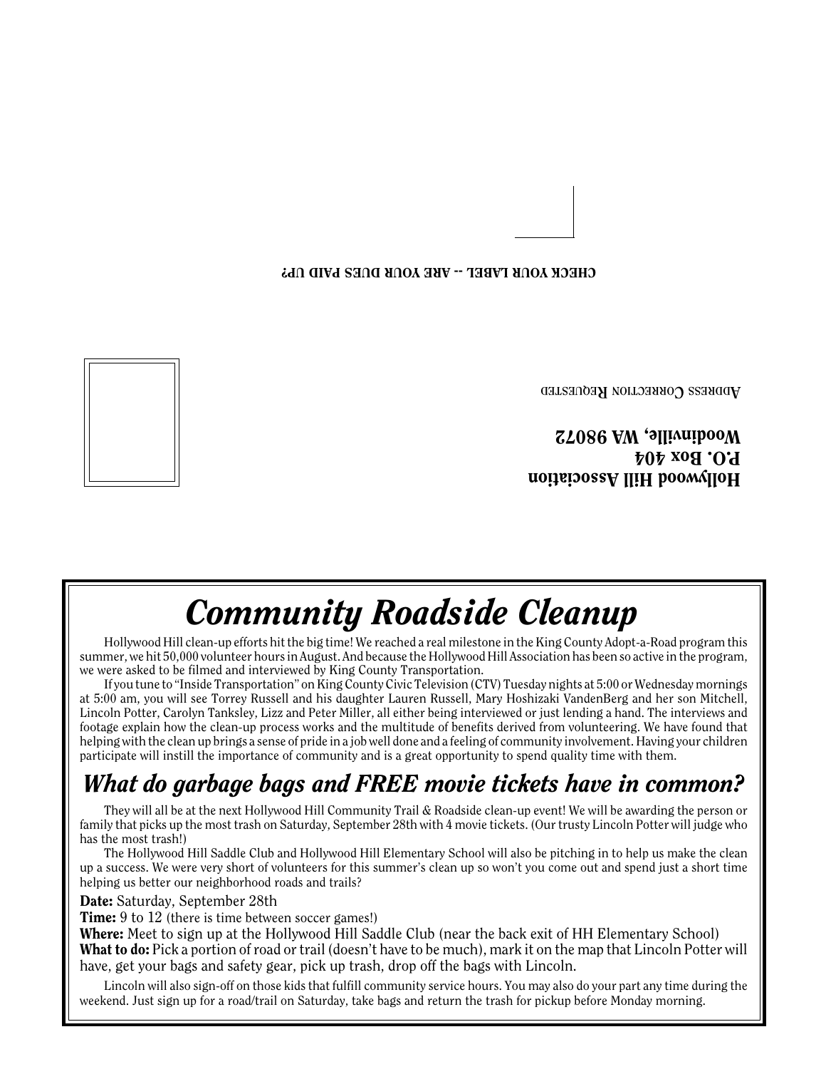CHECK YOUR LABEL -- ARE YOUR DUES PAID UP?

**Hollywood Hill Association**
**P.O. Box 404**
**Woodinville, WA 98072**

Address Correction Requested

# *Community Roadside Cleanup*

Hollywood Hill clean-up efforts hit the big time! We reached a real milestone in the King County Adopt-a-Road program this summer, we hit 50,000 volunteer hours in August. And because the Hollywood Hill Association has been so active in the program, we were asked to be filmed and interviewed by King County Transportation.

If you tune to "Inside Transportation" on King County Civic Television (CTV) Tuesday nights at 5:00 or Wednesday mornings at 5:00 am, you will see Torrey Russell and his daughter Lauren Russell, Mary Hoshizaki VandenBerg and her son Mitchell, Lincoln Potter, Carolyn Tanksley, Lizz and Peter Miller, all either being interviewed or just lending a hand. The interviews and footage explain how the clean-up process works and the multitude of benefits derived from volunteering. We have found that helping with the clean up brings a sense of pride in a job well done and a feeling of community involvement. Having your children participate will instill the importance of community and is a great opportunity to spend quality time with them.

## *What do garbage bags and FREE movie tickets have in common?*

They will all be at the next Hollywood Hill Community Trail & Roadside clean-up event! We will be awarding the person or family that picks up the most trash on Saturday, September 28th with 4 movie tickets. (Our trusty Lincoln Potter will judge who has the most trash!)

The Hollywood Hill Saddle Club and Hollywood Hill Elementary School will also be pitching in to help us make the clean up a success. We were very short of volunteers for this summer's clean up so won't you come out and spend just a short time helping us better our neighborhood roads and trails?

**Date:** Saturday, September 28th

**Time:** 9 to 12 (there is time between soccer games!)

**Where:** Meet to sign up at the Hollywood Hill Saddle Club (near the back exit of HH Elementary School)

**What to do:** Pick a portion of road or trail (doesn't have to be much), mark it on the map that Lincoln Potter will have, get your bags and safety gear, pick up trash, drop off the bags with Lincoln.

Lincoln will also sign-off on those kids that fulfill community service hours. You may also do your part any time during the weekend. Just sign up for a road/trail on Saturday, take bags and return the trash for pickup before Monday morning.